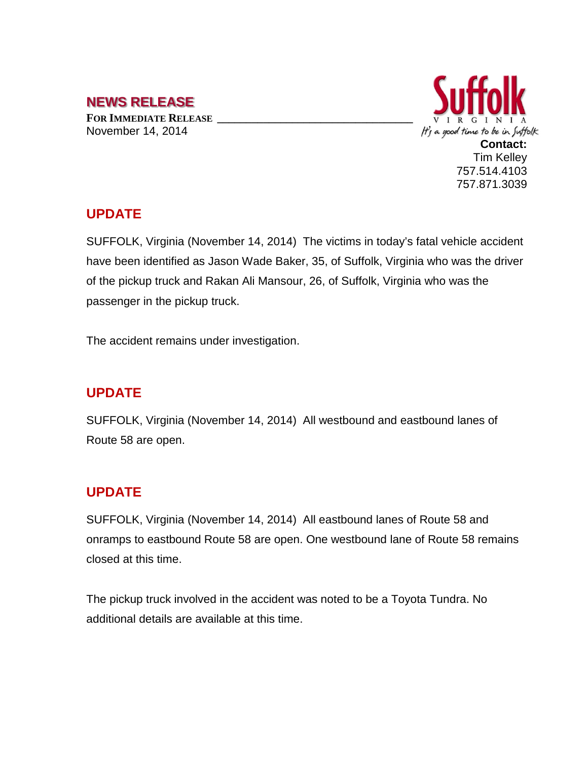## NEWS RELEASE

**FOR IMMEDIATE RELEASE**
November 14, 2014

Suffolk
VIRGINIA
*It's a good time to be in Suffolk*

**Contact:**
Tim Kelley
757.514.4103
757.871.3039

## UPDATE

SUFFOLK, Virginia (November 14, 2014) The victims in today's fatal vehicle accident have been identified as Jason Wade Baker, 35, of Suffolk, Virginia who was the driver of the pickup truck and Rakan Ali Mansour, 26, of Suffolk, Virginia who was the passenger in the pickup truck.

The accident remains under investigation.

## UPDATE

SUFFOLK, Virginia (November 14, 2014) All westbound and eastbound lanes of Route 58 are open.

## UPDATE

SUFFOLK, Virginia (November 14, 2014) All eastbound lanes of Route 58 and onramps to eastbound Route 58 are open. One westbound lane of Route 58 remains closed at this time.

The pickup truck involved in the accident was noted to be a Toyota Tundra. No additional details are available at this time.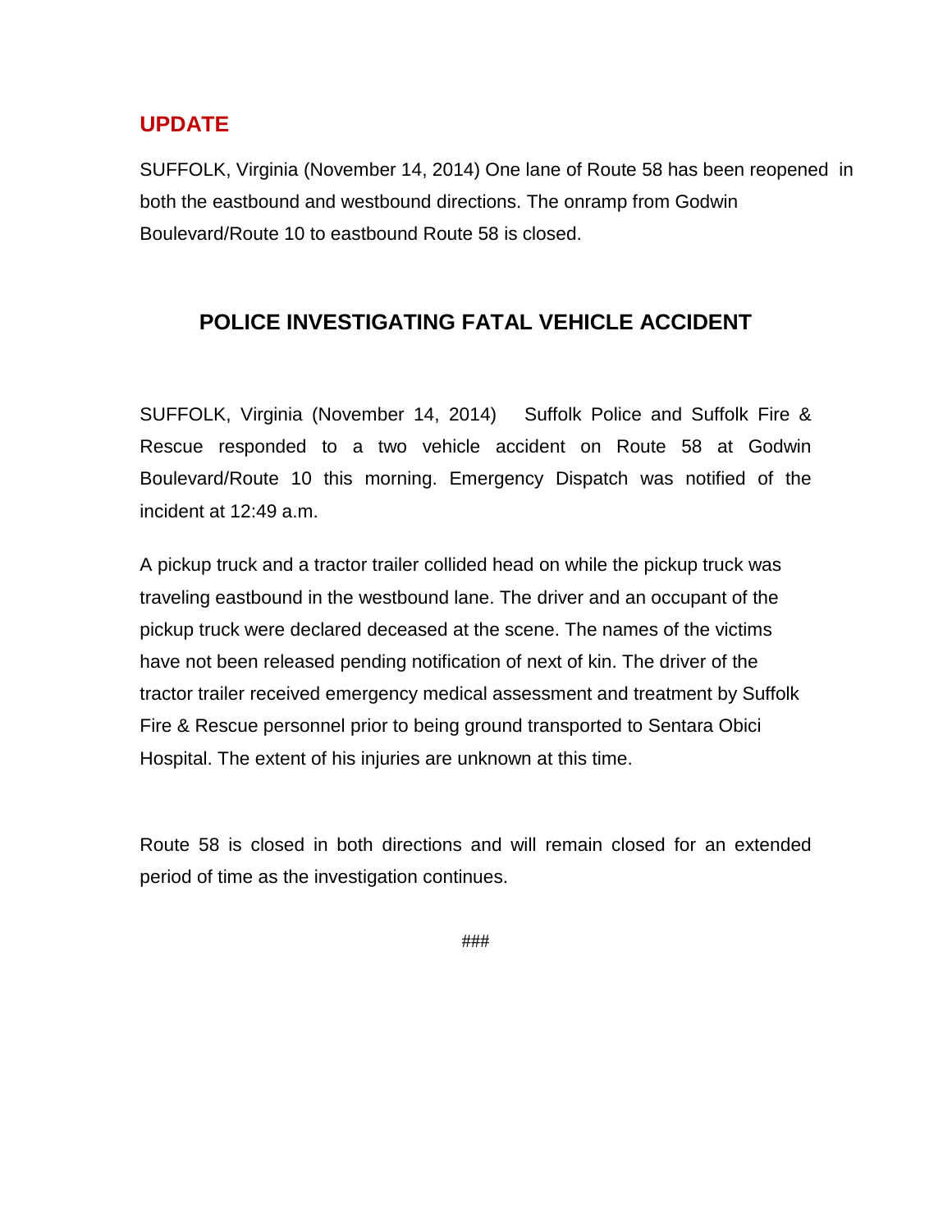## UPDATE

SUFFOLK, Virginia (November 14, 2014) One lane of Route 58 has been reopened in both the eastbound and westbound directions. The onramp from Godwin Boulevard/Route 10 to eastbound Route 58 is closed.

## POLICE INVESTIGATING FATAL VEHICLE ACCIDENT

SUFFOLK, Virginia (November 14, 2014) Suffolk Police and Suffolk Fire & Rescue responded to a two vehicle accident on Route 58 at Godwin Boulevard/Route 10 this morning. Emergency Dispatch was notified of the incident at 12:49 a.m.

A pickup truck and a tractor trailer collided head on while the pickup truck was traveling eastbound in the westbound lane. The driver and an occupant of the pickup truck were declared deceased at the scene. The names of the victims have not been released pending notification of next of kin. The driver of the tractor trailer received emergency medical assessment and treatment by Suffolk Fire & Rescue personnel prior to being ground transported to Sentara Obici Hospital. The extent of his injuries are unknown at this time.

Route 58 is closed in both directions and will remain closed for an extended period of time as the investigation continues.

###